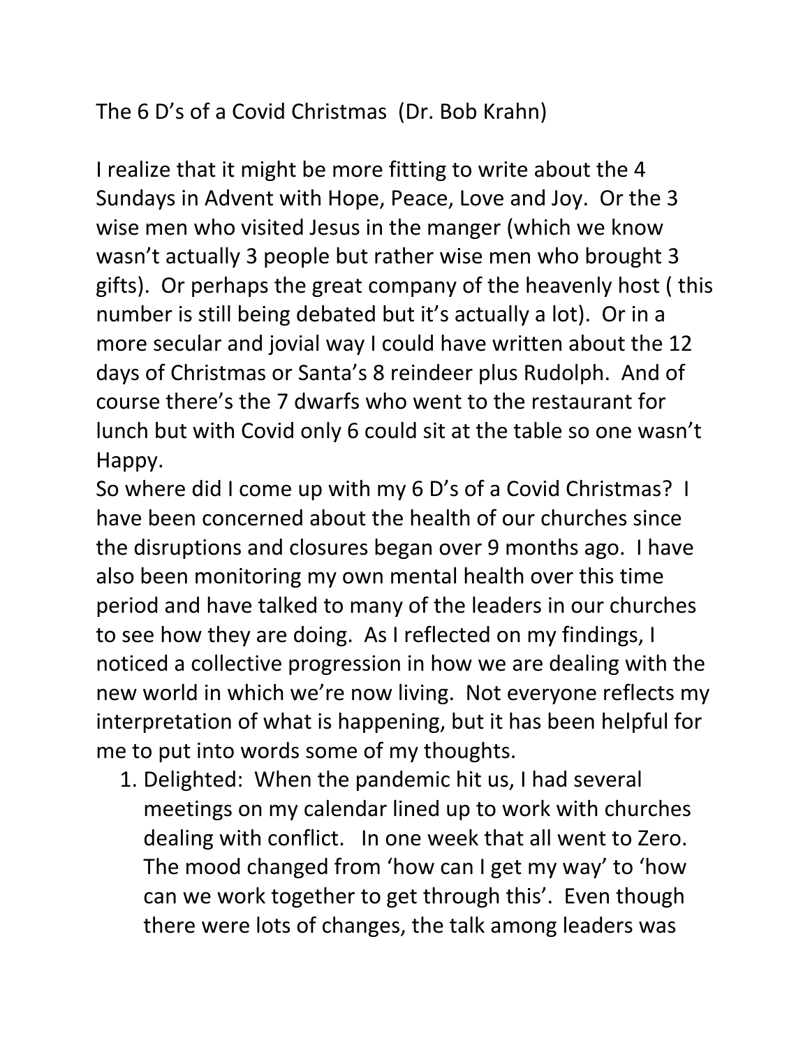The 6 D's of a Covid Christmas (Dr. Bob Krahn)

I realize that it might be more fitting to write about the 4 Sundays in Advent with Hope, Peace, Love and Joy. Or the 3 wise men who visited Jesus in the manger (which we know wasn't actually 3 people but rather wise men who brought 3 gifts). Or perhaps the great company of the heavenly host ( this number is still being debated but it's actually a lot). Or in a more secular and jovial way I could have written about the 12 days of Christmas or Santa's 8 reindeer plus Rudolph. And of course there's the 7 dwarfs who went to the restaurant for lunch but with Covid only 6 could sit at the table so one wasn't Happy.

So where did I come up with my 6 D's of a Covid Christmas? I have been concerned about the health of our churches since the disruptions and closures began over 9 months ago. I have also been monitoring my own mental health over this time period and have talked to many of the leaders in our churches to see how they are doing. As I reflected on my findings, I noticed a collective progression in how we are dealing with the new world in which we're now living. Not everyone reflects my interpretation of what is happening, but it has been helpful for me to put into words some of my thoughts.

1. Delighted: When the pandemic hit us, I had several meetings on my calendar lined up to work with churches dealing with conflict. In one week that all went to Zero. The mood changed from 'how can I get my way' to 'how can we work together to get through this'. Even though there were lots of changes, the talk among leaders was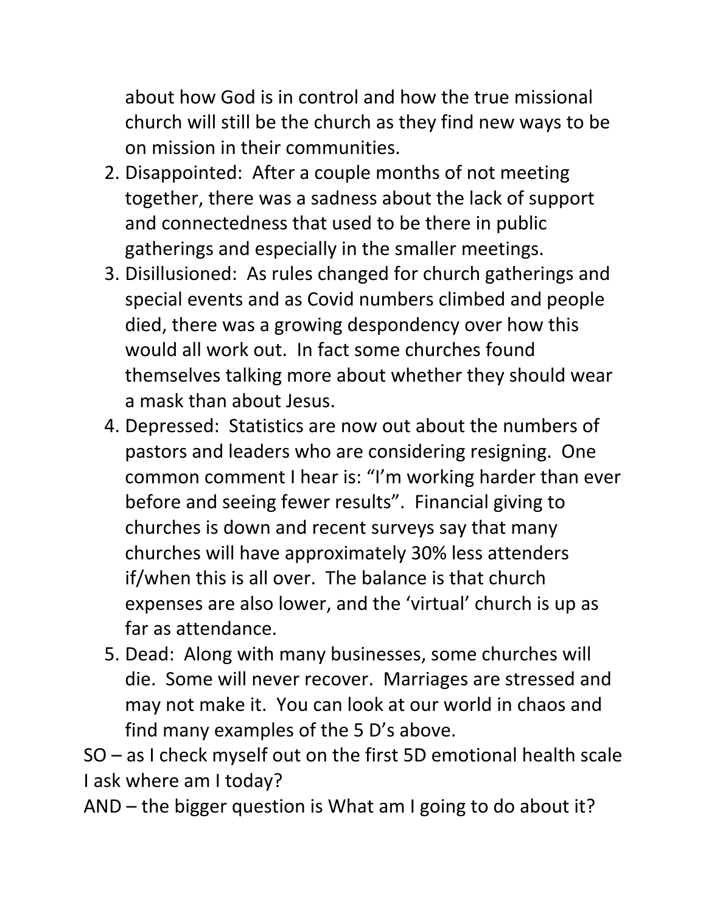about how God is in control and how the true missional church will still be the church as they find new ways to be on mission in their communities.

2. Disappointed: After a couple months of not meeting together, there was a sadness about the lack of support and connectedness that used to be there in public gatherings and especially in the smaller meetings.
3. Disillusioned: As rules changed for church gatherings and special events and as Covid numbers climbed and people died, there was a growing despondency over how this would all work out. In fact some churches found themselves talking more about whether they should wear a mask than about Jesus.
4. Depressed: Statistics are now out about the numbers of pastors and leaders who are considering resigning. One common comment I hear is: "I'm working harder than ever before and seeing fewer results". Financial giving to churches is down and recent surveys say that many churches will have approximately 30% less attenders if/when this is all over. The balance is that church expenses are also lower, and the 'virtual' church is up as far as attendance.
5. Dead: Along with many businesses, some churches will die. Some will never recover. Marriages are stressed and may not make it. You can look at our world in chaos and find many examples of the 5 D's above.

SO – as I check myself out on the first 5D emotional health scale I ask where am I today?

AND – the bigger question is What am I going to do about it?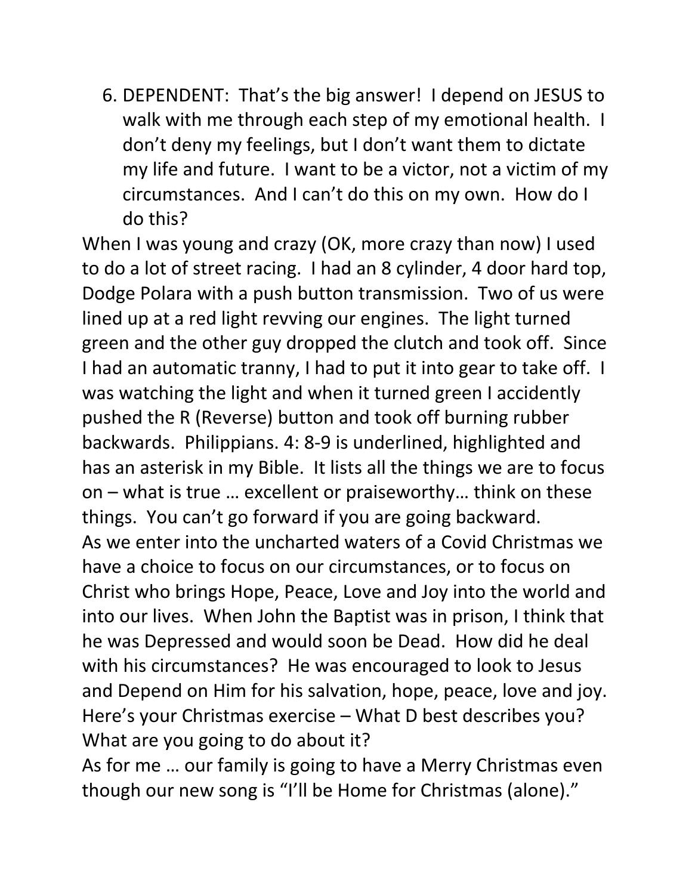6. DEPENDENT: That's the big answer! I depend on JESUS to walk with me through each step of my emotional health. I don't deny my feelings, but I don't want them to dictate my life and future. I want to be a victor, not a victim of my circumstances. And I can't do this on my own. How do I do this?

When I was young and crazy (OK, more crazy than now) I used to do a lot of street racing. I had an 8 cylinder, 4 door hard top, Dodge Polara with a push button transmission. Two of us were lined up at a red light revving our engines. The light turned green and the other guy dropped the clutch and took off. Since I had an automatic tranny, I had to put it into gear to take off. I was watching the light and when it turned green I accidently pushed the R (Reverse) button and took off burning rubber backwards. Philippians. 4: 8-9 is underlined, highlighted and has an asterisk in my Bible. It lists all the things we are to focus on – what is true … excellent or praiseworthy… think on these things. You can't go forward if you are going backward.

As we enter into the uncharted waters of a Covid Christmas we have a choice to focus on our circumstances, or to focus on Christ who brings Hope, Peace, Love and Joy into the world and into our lives. When John the Baptist was in prison, I think that he was Depressed and would soon be Dead. How did he deal with his circumstances? He was encouraged to look to Jesus and Depend on Him for his salvation, hope, peace, love and joy.

Here's your Christmas exercise – What D best describes you? What are you going to do about it?

As for me … our family is going to have a Merry Christmas even though our new song is "I'll be Home for Christmas (alone)."